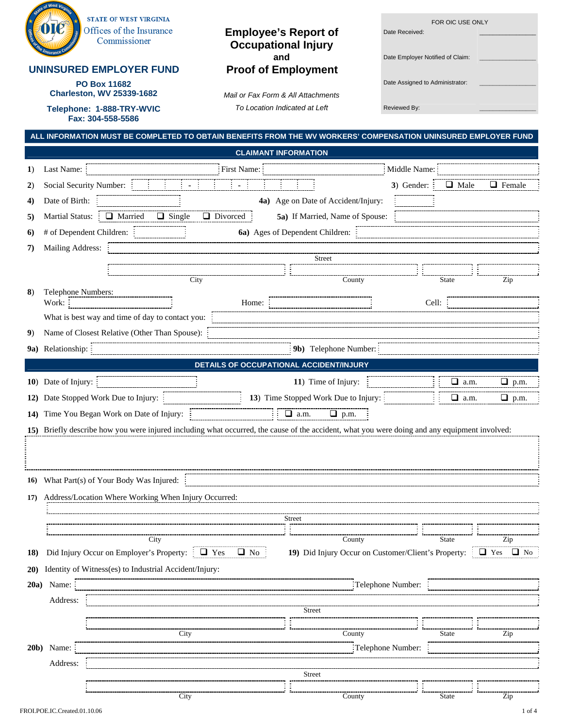STATE OF WEST VIRGINIA
Offices of the Insurance Commissioner

## UNINSURED EMPLOYER FUND

**PO Box 11682**
**Charleston, WV 25339-1682**

**Telephone: 1-888-TRY-WVIC**
**Fax: 304-558-5586**

# Employee's Report of Occupational Injury and Proof of Employment

*Mail or Fax Form & All Attachments*
*To Location Indicated at Left*

| FOR OIC USE ONLY | |
|---|---|
| Date Received: | _______________ |
| Date Employer Notified of Claim: | _______________ |
| Date Assigned to Administrator: | _______________ |
| Reviewed By: | _______________ |

**ALL INFORMATION MUST BE COMPLETED TO OBTAIN BENEFITS FROM THE WV WORKERS' COMPENSATION UNINSURED EMPLOYER FUND**

## CLAIMANT INFORMATION

**1)** Last Name: __________ First Name: __________ Middle Name: __________

**2)** Social Security Number: ___ - __ - ____ **3)** Gender: ❑ Male ❑ Female

**4)** Date of Birth: __________ **4a)** Age on Date of Accident/Injury: __________

**5)** Martial Status: ❑ Married ❑ Single ❑ Divorced **5a)** If Married, Name of Spouse: __________

**6)** # of Dependent Children: __________ **6a)** Ages of Dependent Children: __________

**7)** Mailing Address: __________
Street

__________ City __________ County __________ State __________ Zip

**8)** Telephone Numbers:
Work: __________ Home: __________ Cell: __________

What is best way and time of day to contact you: __________

**9)** Name of Closest Relative (Other Than Spouse): __________

**9a)** Relationship: __________ **9b)** Telephone Number: __________

## DETAILS OF OCCUPATIONAL ACCIDENT/INJURY

**10)** Date of Injury: __________ **11)** Time of Injury: __________ ❑ a.m. ❑ p.m.

**12)** Date Stopped Work Due to Injury: __________ **13)** Time Stopped Work Due to Injury: __________ ❑ a.m. ❑ p.m.

**14)** Time You Began Work on Date of Injury: __________ ❑ a.m. ❑ p.m.

**15)** Briefly describe how you were injured including what occurred, the cause of the accident, what you were doing and any equipment involved:

__________

**16)** What Part(s) of Your Body Was Injured: __________

**17)** Address/Location Where Working When Injury Occurred:

__________
Street

__________ City __________ County __________ State __________ Zip

**18)** Did Injury Occur on Employer's Property: ❑ Yes ❑ No **19)** Did Injury Occur on Customer/Client's Property: ❑ Yes ❑ No

**20)** Identity of Witness(es) to Industrial Accident/Injury:

**20a)** Name: __________ Telephone Number: __________

Address: __________
Street

__________ City __________ County __________ State __________ Zip

**20b)** Name: __________ Telephone Number: __________

Address: __________
Street

__________ City __________ County __________ State __________ Zip

FROI.POE.IC.Created.01.10.06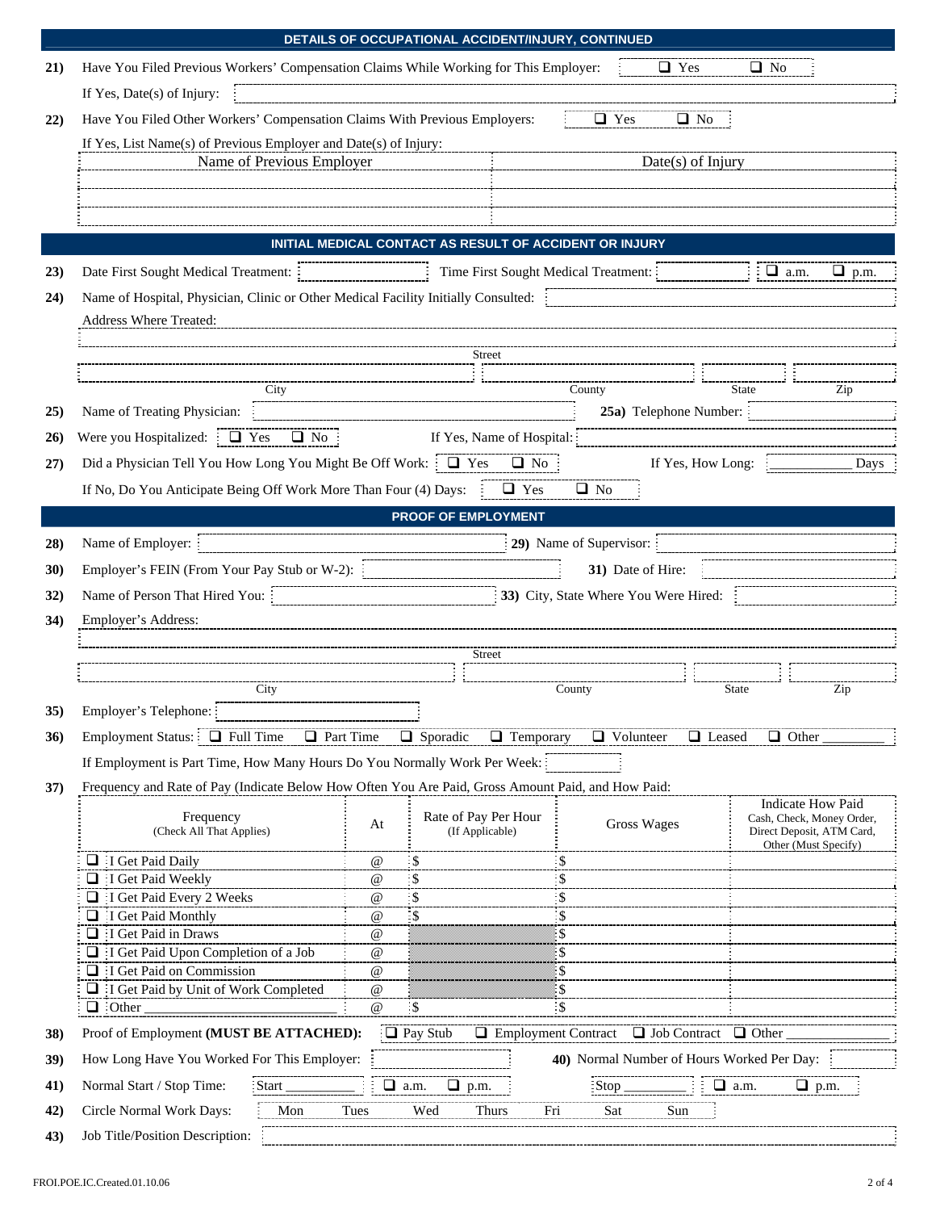## DETAILS OF OCCUPATIONAL ACCIDENT/INJURY, CONTINUED

**21)** Have You Filed Previous Workers' Compensation Claims While Working for This Employer: ❑ Yes ❑ No

If Yes, Date(s) of Injury:

**22)** Have You Filed Other Workers' Compensation Claims With Previous Employers: ❑ Yes ❑ No

If Yes, List Name(s) of Previous Employer and Date(s) of Injury:

| Name of Previous Employer | Date(s) of Injury |
|---|---|
| | |
| | |
| | |

## INITIAL MEDICAL CONTACT AS RESULT OF ACCIDENT OR INJURY

**23)** Date First Sought Medical Treatment: Time First Sought Medical Treatment: ❑ a.m. ❑ p.m.

**24)** Name of Hospital, Physician, Clinic or Other Medical Facility Initially Consulted:

Address Where Treated:

Street

City County State Zip

**25)** Name of Treating Physician: **25a)** Telephone Number:

**26)** Were you Hospitalized: ❑ Yes ❑ No If Yes, Name of Hospital:

**27)** Did a Physician Tell You How Long You Might Be Off Work: ❑ Yes ❑ No If Yes, How Long: ___________ Days

If No, Do You Anticipate Being Off Work More Than Four (4) Days: ❑ Yes ❑ No

## PROOF OF EMPLOYMENT

**28)** Name of Employer: **29)** Name of Supervisor:

**30)** Employer's FEIN (From Your Pay Stub or W-2): **31)** Date of Hire:

**32)** Name of Person That Hired You: **33)** City, State Where You Were Hired:

**34)** Employer's Address:

Street

City County State Zip

**35)** Employer's Telephone:

**36)** Employment Status: ❑ Full Time ❑ Part Time ❑ Sporadic ❑ Temporary ❑ Volunteer ❑ Leased ❑ Other ________

If Employment is Part Time, How Many Hours Do You Normally Work Per Week:

**37)** Frequency and Rate of Pay (Indicate Below How Often You Are Paid, Gross Amount Paid, and How Paid:

| Frequency (Check All That Applies) | At | Rate of Pay Per Hour (If Applicable) | Gross Wages | Indicate How Paid Cash, Check, Money Order, Direct Deposit, ATM Card, Other (Must Specify) |
|---|---|---|---|---|
| ❑ I Get Paid Daily | @ | $ | $ | |
| ❑ I Get Paid Weekly | @ | $ | $ | |
| ❑ I Get Paid Every 2 Weeks | @ | $ | $ | |
| ❑ I Get Paid Monthly | @ | $ | $ | |
| ❑ I Get Paid in Draws | @ | | $ | |
| ❑ I Get Paid Upon Completion of a Job | @ | | $ | |
| ❑ I Get Paid on Commission | @ | | $ | |
| ❑ I Get Paid by Unit of Work Completed | @ | | $ | |
| ❑ Other ______________________ | @ | $ | $ | |

**38)** Proof of Employment **(MUST BE ATTACHED):** ❑ Pay Stub ❑ Employment Contract ❑ Job Contract ❑ Other ______________

**39)** How Long Have You Worked For This Employer: **40)** Normal Number of Hours Worked Per Day:

**41)** Normal Start / Stop Time: Start __________ ❑ a.m. ❑ p.m. Stop __________ ❑ a.m. ❑ p.m.

**42)** Circle Normal Work Days: Mon Tues Wed Thurs Fri Sat Sun

**43)** Job Title/Position Description:

FROI.POE.IC.Created.01.10.06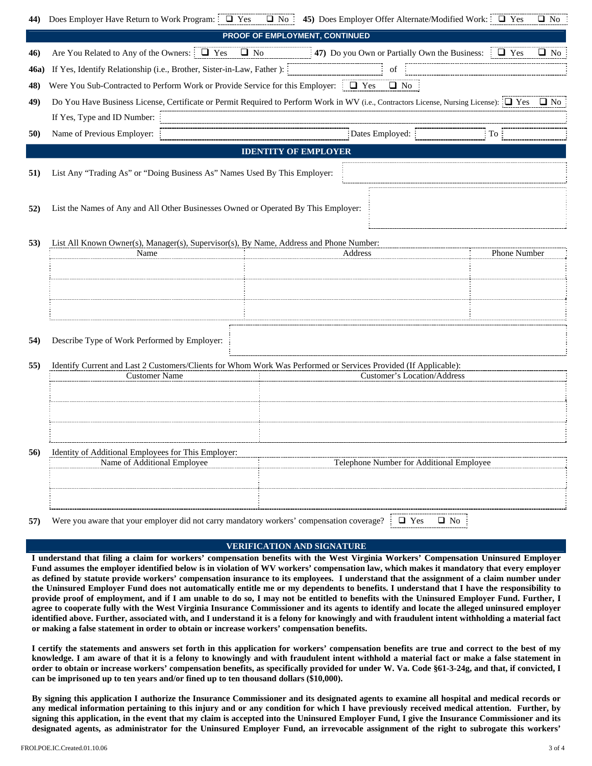**44)** Does Employer Have Return to Work Program: ☐ Yes ☐ No **45)** Does Employer Offer Alternate/Modified Work: ☐ Yes ☐ No

## PROOF OF EMPLOYMENT, CONTINUED

**46)** Are You Related to Any of the Owners: ☐ Yes ☐ No **47)** Do you Own or Partially Own the Business: ☐ Yes ☐ No

**46a)** If Yes, Identify Relationship (i.e., Brother, Sister-in-Law, Father ): ______ of ______

**48)** Were You Sub-Contracted to Perform Work or Provide Service for this Employer: ☐ Yes ☐ No

**49)** Do You Have Business License, Certificate or Permit Required to Perform Work in WV (i.e., Contractors License, Nursing License): ☐ Yes ☐ No

If Yes, Type and ID Number: ______

**50)** Name of Previous Employer: ______ Dates Employed: ______ To ______

## IDENTITY OF EMPLOYER

**51)** List Any "Trading As" or "Doing Business As" Names Used By This Employer: ______

**52)** List the Names of Any and All Other Businesses Owned or Operated By This Employer: ______

**53)** List All Known Owner(s), Manager(s), Supervisor(s), By Name, Address and Phone Number:

| Name | Address | Phone Number |
|---|---|---|
| | | |
| | | |
| | | |

**54)** Describe Type of Work Performed by Employer: ______

**55)** Identify Current and Last 2 Customers/Clients for Whom Work Was Performed or Services Provided (If Applicable):

| Customer Name | Customer's Location/Address |
|---|---|
| | |
| | |
| | |

**56)** Identity of Additional Employees for This Employer:

| Name of Additional Employee | Telephone Number for Additional Employee |
|---|---|
| | |
| | |

**57)** Were you aware that your employer did not carry mandatory workers' compensation coverage? ☐ Yes ☐ No

## VERIFICATION AND SIGNATURE

**I understand that filing a claim for workers' compensation benefits with the West Virginia Workers' Compensation Uninsured Employer Fund assumes the employer identified below is in violation of WV workers' compensation law, which makes it mandatory that every employer as defined by statute provide workers' compensation insurance to its employees. I understand that the assignment of a claim number under the Uninsured Employer Fund does not automatically entitle me or my dependents to benefits. I understand that I have the responsibility to provide proof of employment, and if I am unable to do so, I may not be entitled to benefits with the Uninsured Employer Fund. Further, I agree to cooperate fully with the West Virginia Insurance Commissioner and its agents to identify and locate the alleged uninsured employer identified above. Further, associated with, and I understand it is a felony for knowingly and with fraudulent intent withholding a material fact or making a false statement in order to obtain or increase workers' compensation benefits.**

**I certify the statements and answers set forth in this application for workers' compensation benefits are true and correct to the best of my knowledge. I am aware of that it is a felony to knowingly and with fraudulent intent withhold a material fact or make a false statement in order to obtain or increase workers' compensation benefits, as specifically provided for under W. Va. Code §61-3-24g, and that, if convicted, I can be imprisoned up to ten years and/or fined up to ten thousand dollars ($10,000).**

**By signing this application I authorize the Insurance Commissioner and its designated agents to examine all hospital and medical records or any medical information pertaining to this injury and or any condition for which I have previously received medical attention. Further, by signing this application, in the event that my claim is accepted into the Uninsured Employer Fund, I give the Insurance Commissioner and its designated agents, as administrator for the Uninsured Employer Fund, an irrevocable assignment of the right to subrogate this workers'**

FROI.POE.IC.Created.01.10.06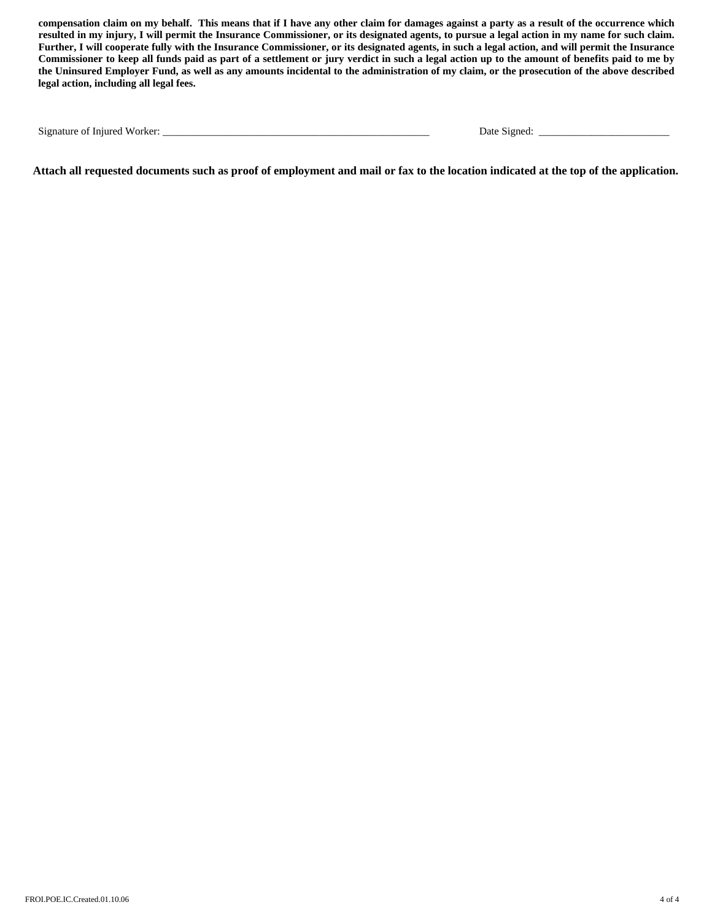**compensation claim on my behalf. This means that if I have any other claim for damages against a party as a result of the occurrence which resulted in my injury, I will permit the Insurance Commissioner, or its designated agents, to pursue a legal action in my name for such claim. Further, I will cooperate fully with the Insurance Commissioner, or its designated agents, in such a legal action, and will permit the Insurance Commissioner to keep all funds paid as part of a settlement or jury verdict in such a legal action up to the amount of benefits paid to me by the Uninsured Employer Fund, as well as any amounts incidental to the administration of my claim, or the prosecution of the above described legal action, including all legal fees.**

Signature of Injured Worker: _____________________________________________________ Date Signed: _________________________

**Attach all requested documents such as proof of employment and mail or fax to the location indicated at the top of the application.**

FROI.POE.IC.Created.01.10.06